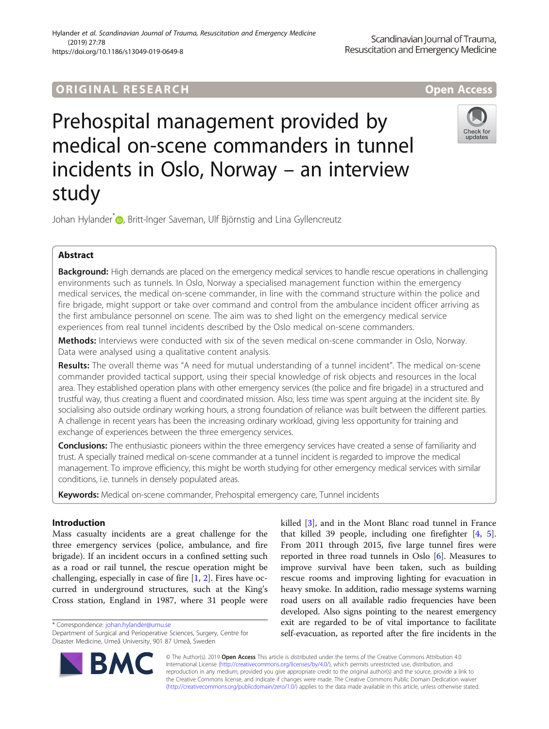ORIGINAL RESEARCH

Open Access

# Prehospital management provided by medical on-scene commanders in tunnel incidents in Oslo, Norway – an interview study

Johan Hylander*, Britt-Inger Saveman, Ulf Björnstig and Lina Gyllencreutz

## Abstract

**Background:** High demands are placed on the emergency medical services to handle rescue operations in challenging environments such as tunnels. In Oslo, Norway a specialised management function within the emergency medical services, the medical on-scene commander, in line with the command structure within the police and fire brigade, might support or take over command and control from the ambulance incident officer arriving as the first ambulance personnel on scene. The aim was to shed light on the emergency medical service experiences from real tunnel incidents described by the Oslo medical on-scene commanders.

**Methods:** Interviews were conducted with six of the seven medical on-scene commander in Oslo, Norway. Data were analysed using a qualitative content analysis.

**Results:** The overall theme was "A need for mutual understanding of a tunnel incident". The medical on-scene commander provided tactical support, using their special knowledge of risk objects and resources in the local area. They established operation plans with other emergency services (the police and fire brigade) in a structured and trustful way, thus creating a fluent and coordinated mission. Also, less time was spent arguing at the incident site. By socialising also outside ordinary working hours, a strong foundation of reliance was built between the different parties. A challenge in recent years has been the increasing ordinary workload, giving less opportunity for training and exchange of experiences between the three emergency services.

**Conclusions:** The enthusiastic pioneers within the three emergency services have created a sense of familiarity and trust. A specially trained medical on-scene commander at a tunnel incident is regarded to improve the medical management. To improve efficiency, this might be worth studying for other emergency medical services with similar conditions, i.e. tunnels in densely populated areas.

**Keywords:** Medical on-scene commander, Prehospital emergency care, Tunnel incidents

## Introduction

Mass casualty incidents are a great challenge for the three emergency services (police, ambulance, and fire brigade). If an incident occurs in a confined setting such as a road or rail tunnel, the rescue operation might be challenging, especially in case of fire [1, 2]. Fires have occurred in underground structures, such at the King's Cross station, England in 1987, where 31 people were killed [3], and in the Mont Blanc road tunnel in France that killed 39 people, including one firefighter [4, 5]. From 2011 through 2015, five large tunnel fires were reported in three road tunnels in Oslo [6]. Measures to improve survival have been taken, such as building rescue rooms and improving lighting for evacuation in heavy smoke. In addition, radio message systems warning road users on all available radio frequencies have been developed. Also signs pointing to the nearest emergency exit are regarded to be of vital importance to facilitate self-evacuation, as reported after the fire incidents in the

* Correspondence: johan.hylander@umu.se
Department of Surgical and Perioperative Sciences, Surgery, Centre for Disaster Medicine, Umeå University, 901 87 Umeå, Sweden

© The Author(s). 2019 **Open Access** This article is distributed under the terms of the Creative Commons Attribution 4.0 International License (http://creativecommons.org/licenses/by/4.0/), which permits unrestricted use, distribution, and reproduction in any medium, provided you give appropriate credit to the original author(s) and the source, provide a link to the Creative Commons license, and indicate if changes were made. The Creative Commons Public Domain Dedication waiver (http://creativecommons.org/publicdomain/zero/1.0/) applies to the data made available in this article, unless otherwise stated.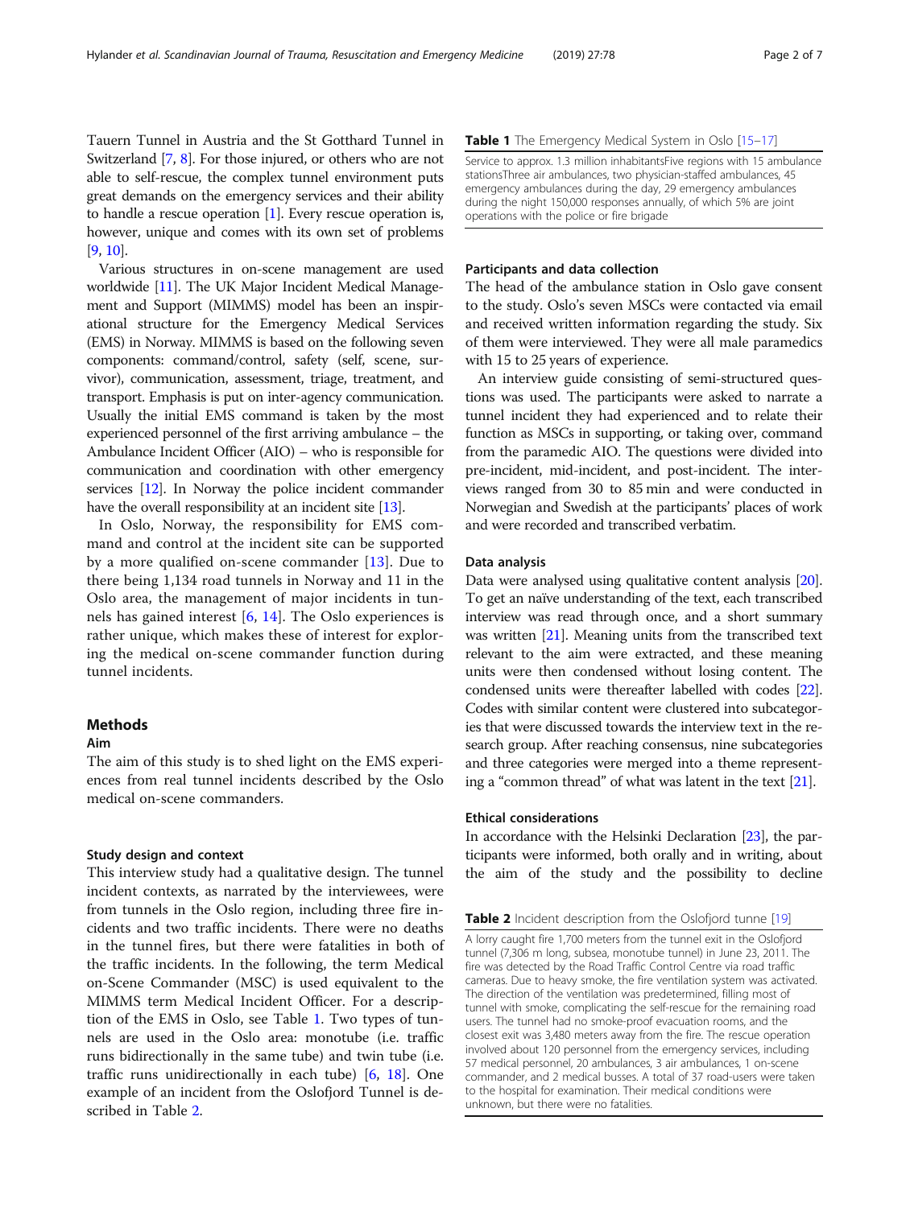Tauern Tunnel in Austria and the St Gotthard Tunnel in Switzerland [7, 8]. For those injured, or others who are not able to self-rescue, the complex tunnel environment puts great demands on the emergency services and their ability to handle a rescue operation [1]. Every rescue operation is, however, unique and comes with its own set of problems [9, 10].

Various structures in on-scene management are used worldwide [11]. The UK Major Incident Medical Management and Support (MIMMS) model has been an inspirational structure for the Emergency Medical Services (EMS) in Norway. MIMMS is based on the following seven components: command/control, safety (self, scene, survivor), communication, assessment, triage, treatment, and transport. Emphasis is put on inter-agency communication. Usually the initial EMS command is taken by the most experienced personnel of the first arriving ambulance – the Ambulance Incident Officer (AIO) – who is responsible for communication and coordination with other emergency services [12]. In Norway the police incident commander have the overall responsibility at an incident site [13].

In Oslo, Norway, the responsibility for EMS command and control at the incident site can be supported by a more qualified on-scene commander [13]. Due to there being 1,134 road tunnels in Norway and 11 in the Oslo area, the management of major incidents in tunnels has gained interest [6, 14]. The Oslo experiences is rather unique, which makes these of interest for exploring the medical on-scene commander function during tunnel incidents.

## Methods

### Aim

The aim of this study is to shed light on the EMS experiences from real tunnel incidents described by the Oslo medical on-scene commanders.

### Study design and context

This interview study had a qualitative design. The tunnel incident contexts, as narrated by the interviewees, were from tunnels in the Oslo region, including three fire incidents and two traffic incidents. There were no deaths in the tunnel fires, but there were fatalities in both of the traffic incidents. In the following, the term Medical on-Scene Commander (MSC) is used equivalent to the MIMMS term Medical Incident Officer. For a description of the EMS in Oslo, see Table 1. Two types of tunnels are used in the Oslo area: monotube (i.e. traffic runs bidirectionally in the same tube) and twin tube (i.e. traffic runs unidirectionally in each tube) [6, 18]. One example of an incident from the Oslofjord Tunnel is described in Table 2.

**Table 1** The Emergency Medical System in Oslo [15–17]

| |
|---|
| Service to approx. 1.3 million inhabitants Five regions with 15 ambulance stations Three air ambulances, two physician-staffed ambulances, 45 emergency ambulances during the day, 29 emergency ambulances during the night 150,000 responses annually, of which 5% are joint operations with the police or fire brigade |

### Participants and data collection

The head of the ambulance station in Oslo gave consent to the study. Oslo's seven MSCs were contacted via email and received written information regarding the study. Six of them were interviewed. They were all male paramedics with 15 to 25 years of experience.

An interview guide consisting of semi-structured questions was used. The participants were asked to narrate a tunnel incident they had experienced and to relate their function as MSCs in supporting, or taking over, command from the paramedic AIO. The questions were divided into pre-incident, mid-incident, and post-incident. The interviews ranged from 30 to 85 min and were conducted in Norwegian and Swedish at the participants' places of work and were recorded and transcribed verbatim.

### Data analysis

Data were analysed using qualitative content analysis [20]. To get an naïve understanding of the text, each transcribed interview was read through once, and a short summary was written [21]. Meaning units from the transcribed text relevant to the aim were extracted, and these meaning units were then condensed without losing content. The condensed units were thereafter labelled with codes [22]. Codes with similar content were clustered into subcategories that were discussed towards the interview text in the research group. After reaching consensus, nine subcategories and three categories were merged into a theme representing a "common thread" of what was latent in the text [21].

### Ethical considerations

In accordance with the Helsinki Declaration [23], the participants were informed, both orally and in writing, about the aim of the study and the possibility to decline

**Table 2** Incident description from the Oslofjord tunne [19]

| |
|---|
| A lorry caught fire 1,700 meters from the tunnel exit in the Oslofjord tunnel (7,306 m long, subsea, monotube tunnel) in June 23, 2011. The fire was detected by the Road Traffic Control Centre via road traffic cameras. Due to heavy smoke, the fire ventilation system was activated. The direction of the ventilation was predetermined, filling most of tunnel with smoke, complicating the self-rescue for the remaining road users. The tunnel had no smoke-proof evacuation rooms, and the closest exit was 3,480 meters away from the fire. The rescue operation involved about 120 personnel from the emergency services, including 57 medical personnel, 20 ambulances, 3 air ambulances, 1 on-scene commander, and 2 medical busses. A total of 37 road-users were taken to the hospital for examination. Their medical conditions were unknown, but there were no fatalities. |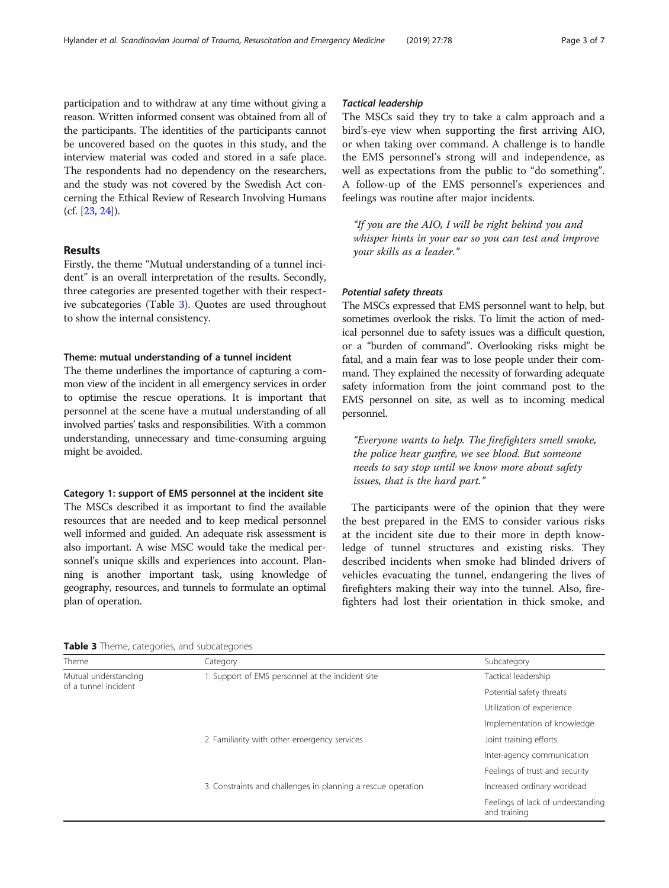participation and to withdraw at any time without giving a reason. Written informed consent was obtained from all of the participants. The identities of the participants cannot be uncovered based on the quotes in this study, and the interview material was coded and stored in a safe place. The respondents had no dependency on the researchers, and the study was not covered by the Swedish Act concerning the Ethical Review of Research Involving Humans (cf. [23, 24]).

## Results

Firstly, the theme "Mutual understanding of a tunnel incident" is an overall interpretation of the results. Secondly, three categories are presented together with their respective subcategories (Table 3). Quotes are used throughout to show the internal consistency.

### Theme: mutual understanding of a tunnel incident

The theme underlines the importance of capturing a common view of the incident in all emergency services in order to optimise the rescue operations. It is important that personnel at the scene have a mutual understanding of all involved parties' tasks and responsibilities. With a common understanding, unnecessary and time-consuming arguing might be avoided.

### Category 1: support of EMS personnel at the incident site

The MSCs described it as important to find the available resources that are needed and to keep medical personnel well informed and guided. An adequate risk assessment is also important. A wise MSC would take the medical personnel's unique skills and experiences into account. Planning is another important task, using knowledge of geography, resources, and tunnels to formulate an optimal plan of operation.

#### *Tactical leadership*

The MSCs said they try to take a calm approach and a bird's-eye view when supporting the first arriving AIO, or when taking over command. A challenge is to handle the EMS personnel's strong will and independence, as well as expectations from the public to "do something". A follow-up of the EMS personnel's experiences and feelings was routine after major incidents.

> *"If you are the AIO, I will be right behind you and whisper hints in your ear so you can test and improve your skills as a leader."*

#### *Potential safety threats*

The MSCs expressed that EMS personnel want to help, but sometimes overlook the risks. To limit the action of medical personnel due to safety issues was a difficult question, or a "burden of command". Overlooking risks might be fatal, and a main fear was to lose people under their command. They explained the necessity of forwarding adequate safety information from the joint command post to the EMS personnel on site, as well as to incoming medical personnel.

> *"Everyone wants to help. The firefighters smell smoke, the police hear gunfire, we see blood. But someone needs to say stop until we know more about safety issues, that is the hard part."*

The participants were of the opinion that they were the best prepared in the EMS to consider various risks at the incident site due to their more in depth knowledge of tunnel structures and existing risks. They described incidents when smoke had blinded drivers of vehicles evacuating the tunnel, endangering the lives of firefighters making their way into the tunnel. Also, firefighters had lost their orientation in thick smoke, and

**Table 3** Theme, categories, and subcategories

| Theme | Category | Subcategory |
| --- | --- | --- |
| Mutual understanding of a tunnel incident | 1. Support of EMS personnel at the incident site | Tactical leadership |
| | | Potential safety threats |
| | | Utilization of experience |
| | | Implementation of knowledge |
| | 2. Familiarity with other emergency services | Joint training efforts |
| | | Inter-agency communication |
| | | Feelings of trust and security |
| | 3. Constraints and challenges in planning a rescue operation | Increased ordinary workload |
| | | Feelings of lack of understanding and training |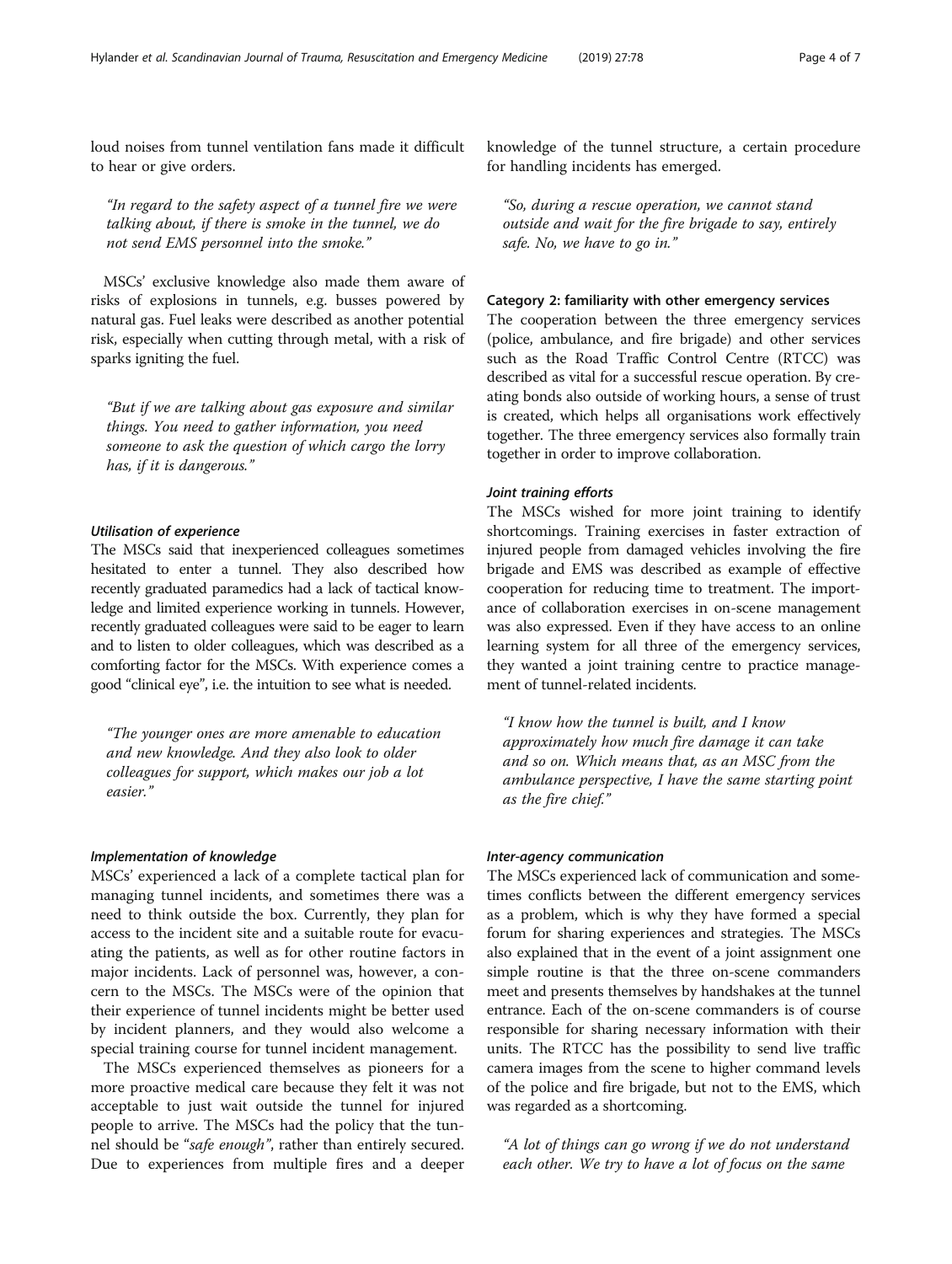loud noises from tunnel ventilation fans made it difficult to hear or give orders.

> "In regard to the safety aspect of a tunnel fire we were talking about, if there is smoke in the tunnel, we do not send EMS personnel into the smoke."

MSCs' exclusive knowledge also made them aware of risks of explosions in tunnels, e.g. busses powered by natural gas. Fuel leaks were described as another potential risk, especially when cutting through metal, with a risk of sparks igniting the fuel.

> "But if we are talking about gas exposure and similar things. You need to gather information, you need someone to ask the question of which cargo the lorry has, if it is dangerous."

#### Utilisation of experience

The MSCs said that inexperienced colleagues sometimes hesitated to enter a tunnel. They also described how recently graduated paramedics had a lack of tactical knowledge and limited experience working in tunnels. However, recently graduated colleagues were said to be eager to learn and to listen to older colleagues, which was described as a comforting factor for the MSCs. With experience comes a good "clinical eye", i.e. the intuition to see what is needed.

> "The younger ones are more amenable to education and new knowledge. And they also look to older colleagues for support, which makes our job a lot easier."

#### Implementation of knowledge

MSCs' experienced a lack of a complete tactical plan for managing tunnel incidents, and sometimes there was a need to think outside the box. Currently, they plan for access to the incident site and a suitable route for evacuating the patients, as well as for other routine factors in major incidents. Lack of personnel was, however, a concern to the MSCs. The MSCs were of the opinion that their experience of tunnel incidents might be better used by incident planners, and they would also welcome a special training course for tunnel incident management.

The MSCs experienced themselves as pioneers for a more proactive medical care because they felt it was not acceptable to just wait outside the tunnel for injured people to arrive. The MSCs had the policy that the tunnel should be "*safe enough*", rather than entirely secured. Due to experiences from multiple fires and a deeper knowledge of the tunnel structure, a certain procedure for handling incidents has emerged.

> "So, during a rescue operation, we cannot stand outside and wait for the fire brigade to say, entirely safe. No, we have to go in."

### Category 2: familiarity with other emergency services

The cooperation between the three emergency services (police, ambulance, and fire brigade) and other services such as the Road Traffic Control Centre (RTCC) was described as vital for a successful rescue operation. By creating bonds also outside of working hours, a sense of trust is created, which helps all organisations work effectively together. The three emergency services also formally train together in order to improve collaboration.

#### Joint training efforts

The MSCs wished for more joint training to identify shortcomings. Training exercises in faster extraction of injured people from damaged vehicles involving the fire brigade and EMS was described as example of effective cooperation for reducing time to treatment. The importance of collaboration exercises in on-scene management was also expressed. Even if they have access to an online learning system for all three of the emergency services, they wanted a joint training centre to practice management of tunnel-related incidents.

> "I know how the tunnel is built, and I know approximately how much fire damage it can take and so on. Which means that, as an MSC from the ambulance perspective, I have the same starting point as the fire chief."

#### Inter-agency communication

The MSCs experienced lack of communication and sometimes conflicts between the different emergency services as a problem, which is why they have formed a special forum for sharing experiences and strategies. The MSCs also explained that in the event of a joint assignment one simple routine is that the three on-scene commanders meet and presents themselves by handshakes at the tunnel entrance. Each of the on-scene commanders is of course responsible for sharing necessary information with their units. The RTCC has the possibility to send live traffic camera images from the scene to higher command levels of the police and fire brigade, but not to the EMS, which was regarded as a shortcoming.

> "A lot of things can go wrong if we do not understand each other. We try to have a lot of focus on the same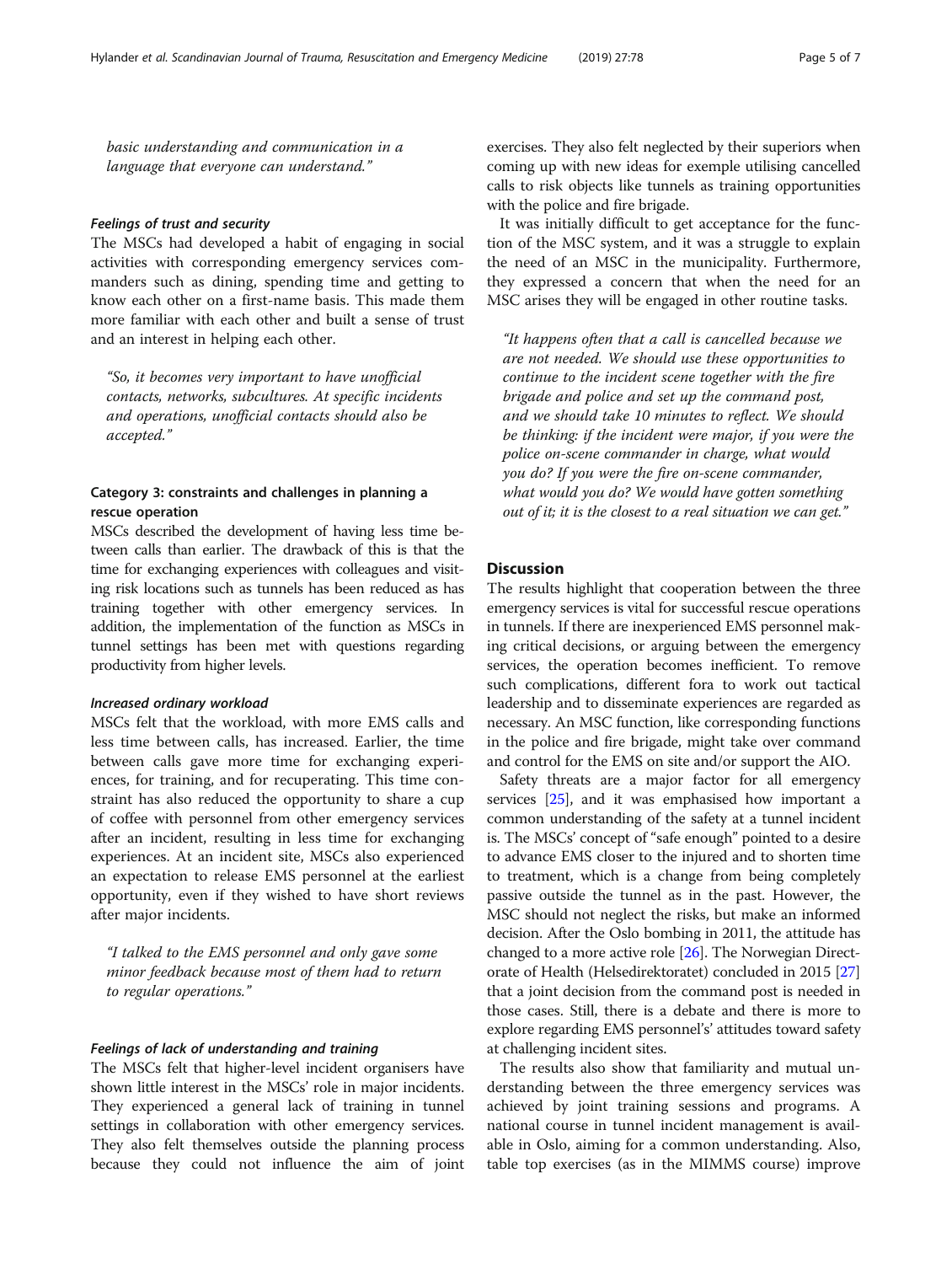*basic understanding and communication in a language that everyone can understand."*

#### Feelings of trust and security

The MSCs had developed a habit of engaging in social activities with corresponding emergency services commanders such as dining, spending time and getting to know each other on a first-name basis. This made them more familiar with each other and built a sense of trust and an interest in helping each other.

> *"So, it becomes very important to have unofficial contacts, networks, subcultures. At specific incidents and operations, unofficial contacts should also be accepted."*

### Category 3: constraints and challenges in planning a rescue operation

MSCs described the development of having less time between calls than earlier. The drawback of this is that the time for exchanging experiences with colleagues and visiting risk locations such as tunnels has been reduced as has training together with other emergency services. In addition, the implementation of the function as MSCs in tunnel settings has been met with questions regarding productivity from higher levels.

#### Increased ordinary workload

MSCs felt that the workload, with more EMS calls and less time between calls, has increased. Earlier, the time between calls gave more time for exchanging experiences, for training, and for recuperating. This time constraint has also reduced the opportunity to share a cup of coffee with personnel from other emergency services after an incident, resulting in less time for exchanging experiences. At an incident site, MSCs also experienced an expectation to release EMS personnel at the earliest opportunity, even if they wished to have short reviews after major incidents.

> *"I talked to the EMS personnel and only gave some minor feedback because most of them had to return to regular operations."*

#### Feelings of lack of understanding and training

The MSCs felt that higher-level incident organisers have shown little interest in the MSCs' role in major incidents. They experienced a general lack of training in tunnel settings in collaboration with other emergency services. They also felt themselves outside the planning process because they could not influence the aim of joint exercises. They also felt neglected by their superiors when coming up with new ideas for exemple utilising cancelled calls to risk objects like tunnels as training opportunities with the police and fire brigade.

It was initially difficult to get acceptance for the function of the MSC system, and it was a struggle to explain the need of an MSC in the municipality. Furthermore, they expressed a concern that when the need for an MSC arises they will be engaged in other routine tasks.

> *"It happens often that a call is cancelled because we are not needed. We should use these opportunities to continue to the incident scene together with the fire brigade and police and set up the command post, and we should take 10 minutes to reflect. We should be thinking: if the incident were major, if you were the police on-scene commander in charge, what would you do? If you were the fire on-scene commander, what would you do? We would have gotten something out of it; it is the closest to a real situation we can get."*

## Discussion

The results highlight that cooperation between the three emergency services is vital for successful rescue operations in tunnels. If there are inexperienced EMS personnel making critical decisions, or arguing between the emergency services, the operation becomes inefficient. To remove such complications, different fora to work out tactical leadership and to disseminate experiences are regarded as necessary. An MSC function, like corresponding functions in the police and fire brigade, might take over command and control for the EMS on site and/or support the AIO.

Safety threats are a major factor for all emergency services [25], and it was emphasised how important a common understanding of the safety at a tunnel incident is. The MSCs' concept of "safe enough" pointed to a desire to advance EMS closer to the injured and to shorten time to treatment, which is a change from being completely passive outside the tunnel as in the past. However, the MSC should not neglect the risks, but make an informed decision. After the Oslo bombing in 2011, the attitude has changed to a more active role [26]. The Norwegian Directorate of Health (Helsedirektoratet) concluded in 2015 [27] that a joint decision from the command post is needed in those cases. Still, there is a debate and there is more to explore regarding EMS personnel's' attitudes toward safety at challenging incident sites.

The results also show that familiarity and mutual understanding between the three emergency services was achieved by joint training sessions and programs. A national course in tunnel incident management is available in Oslo, aiming for a common understanding. Also, table top exercises (as in the MIMMS course) improve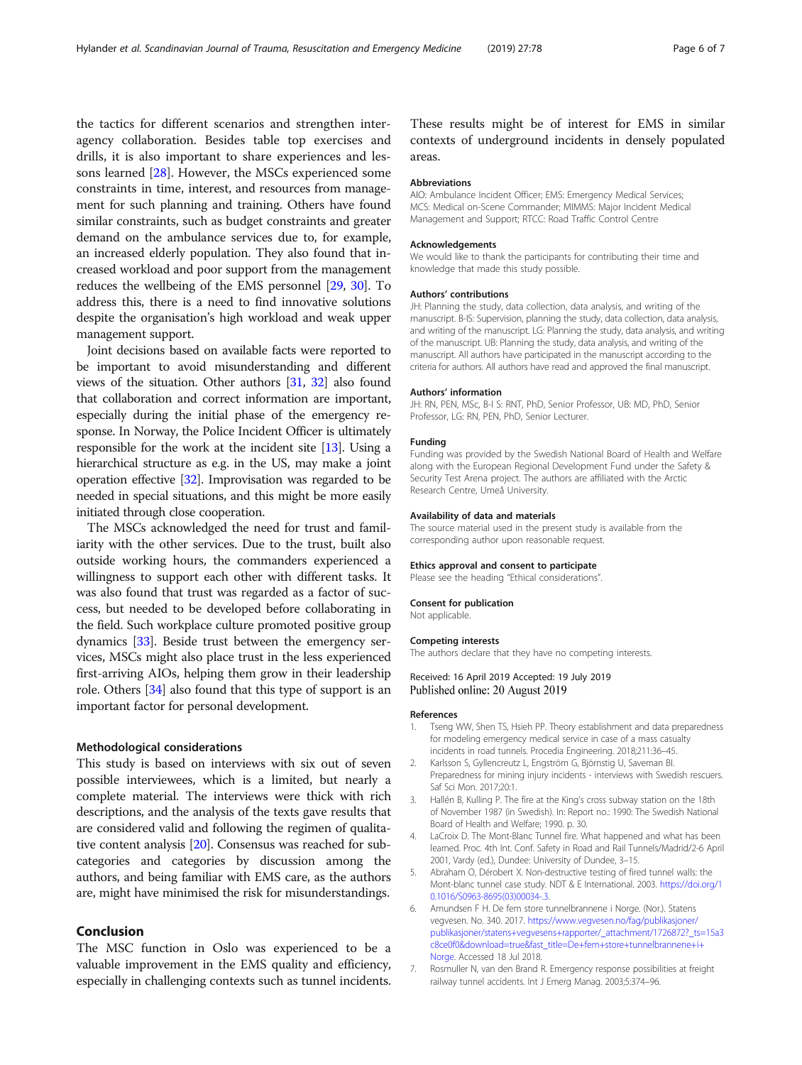the tactics for different scenarios and strengthen inter-agency collaboration. Besides table top exercises and drills, it is also important to share experiences and lessons learned [28]. However, the MSCs experienced some constraints in time, interest, and resources from management for such planning and training. Others have found similar constraints, such as budget constraints and greater demand on the ambulance services due to, for example, an increased elderly population. They also found that increased workload and poor support from the management reduces the wellbeing of the EMS personnel [29, 30]. To address this, there is a need to find innovative solutions despite the organisation's high workload and weak upper management support.

Joint decisions based on available facts were reported to be important to avoid misunderstanding and different views of the situation. Other authors [31, 32] also found that collaboration and correct information are important, especially during the initial phase of the emergency response. In Norway, the Police Incident Officer is ultimately responsible for the work at the incident site [13]. Using a hierarchical structure as e.g. in the US, may make a joint operation effective [32]. Improvisation was regarded to be needed in special situations, and this might be more easily initiated through close cooperation.

The MSCs acknowledged the need for trust and familiarity with the other services. Due to the trust, built also outside working hours, the commanders experienced a willingness to support each other with different tasks. It was also found that trust was regarded as a factor of success, but needed to be developed before collaborating in the field. Such workplace culture promoted positive group dynamics [33]. Beside trust between the emergency services, MSCs might also place trust in the less experienced first-arriving AIOs, helping them grow in their leadership role. Others [34] also found that this type of support is an important factor for personal development.

### Methodological considerations

This study is based on interviews with six out of seven possible interviewees, which is a limited, but nearly a complete material. The interviews were thick with rich descriptions, and the analysis of the texts gave results that are considered valid and following the regimen of qualitative content analysis [20]. Consensus was reached for subcategories and categories by discussion among the authors, and being familiar with EMS care, as the authors are, might have minimised the risk for misunderstandings.

## Conclusion

The MSC function in Oslo was experienced to be a valuable improvement in the EMS quality and efficiency, especially in challenging contexts such as tunnel incidents. These results might be of interest for EMS in similar contexts of underground incidents in densely populated areas.

### Abbreviations

AIO: Ambulance Incident Officer; EMS: Emergency Medical Services; MCS: Medical on-Scene Commander; MIMMS: Major Incident Medical Management and Support; RTCC: Road Traffic Control Centre

### Acknowledgements

We would like to thank the participants for contributing their time and knowledge that made this study possible.

### Authors' contributions

JH: Planning the study, data collection, data analysis, and writing of the manuscript. B-IS: Supervision, planning the study, data collection, data analysis, and writing of the manuscript. LG: Planning the study, data analysis, and writing of the manuscript. UB: Planning the study, data analysis, and writing of the manuscript. All authors have participated in the manuscript according to the criteria for authors. All authors have read and approved the final manuscript.

### Authors' information

JH: RN, PEN, MSc, B-I S: RNT, PhD, Senior Professor, UB: MD, PhD, Senior Professor, LG: RN, PEN, PhD, Senior Lecturer.

### Funding

Funding was provided by the Swedish National Board of Health and Welfare along with the European Regional Development Fund under the Safety & Security Test Arena project. The authors are affiliated with the Arctic Research Centre, Umeå University.

### Availability of data and materials

The source material used in the present study is available from the corresponding author upon reasonable request.

### Ethics approval and consent to participate

Please see the heading "Ethical considerations".

### Consent for publication

Not applicable.

### Competing interests

The authors declare that they have no competing interests.

Received: 16 April 2019 Accepted: 19 July 2019
Published online: 20 August 2019

### References

1. Tseng WW, Shen TS, Hsieh PP. Theory establishment and data preparedness for modeling emergency medical service in case of a mass casualty incidents in road tunnels. Procedia Engineering. 2018;211:36–45.
2. Karlsson S, Gyllencreutz L, Engström G, Björnstig U, Saveman BI. Preparedness for mining injury incidents - interviews with Swedish rescuers. Saf Sci Mon. 2017;20:1.
3. Hallén B, Kulling P. The fire at the King's cross subway station on the 18th of November 1987 (in Swedish). In: Report no.: 1990: The Swedish National Board of Health and Welfare; 1990. p. 30.
4. LaCroix D. The Mont-Blanc Tunnel fire. What happened and what has been learned. Proc. 4th Int. Conf. Safety in Road and Rail Tunnels/Madrid/2-6 April 2001, Vardy (ed.), Dundee: University of Dundee, 3–15.
5. Abraham O, Dérobert X. Non-destructive testing of fired tunnel walls: the Mont-blanc tunnel case study. NDT & E International. 2003. https://doi.org/10.1016/S0963-8695(03)00034-3.
6. Amundsen F H. De fem store tunnelbrannene i Norge. (Nor.). Statens vegvesen. No. 340. 2017. https://www.vegvesen.no/fag/publikasjoner/publikasjoner/statens+vegvesens+rapporter/_attachment/1726872?_ts=15a3c8ce0f0&download=true&fast_title=De+fem+store+tunnelbrannene+i+Norge. Accessed 18 Jul 2018.
7. Rosmuller N, van den Brand R. Emergency response possibilities at freight railway tunnel accidents. Int J Emerg Manag. 2003;5:374–96.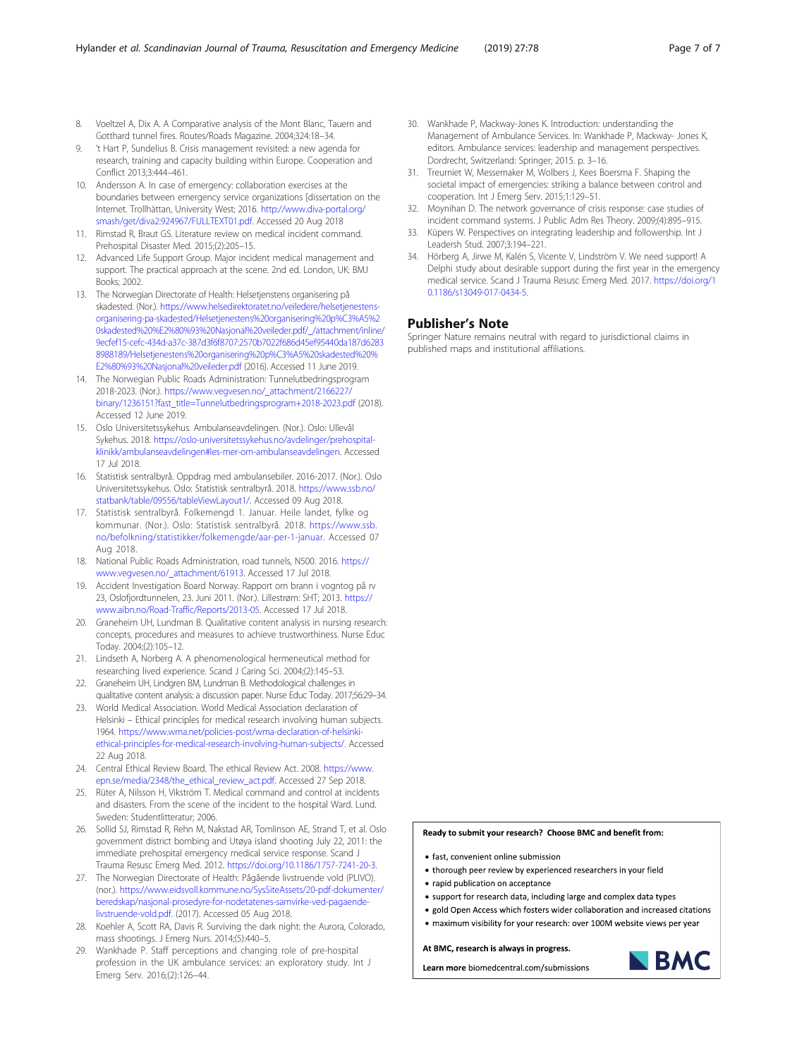8. Voeltzel A, Dix A. A Comparative analysis of the Mont Blanc, Tauern and Gotthard tunnel fires. Routes/Roads Magazine. 2004;324:18–34.
9. 't Hart P, Sundelius B. Crisis management revisited: a new agenda for research, training and capacity building within Europe. Cooperation and Conflict 2013;3:444–461.
10. Andersson A. In case of emergency: collaboration exercises at the boundaries between emergency service organizations [dissertation on the Internet. Trollhättan, University West; 2016. http://www.diva-portal.org/smash/get/diva2:924967/FULLTEXT01.pdf. Accessed 20 Aug 2018
11. Rimstad R, Braut GS. Literature review on medical incident command. Prehospital Disaster Med. 2015;(2):205–15.
12. Advanced Life Support Group. Major incident medical management and support. The practical approach at the scene. 2nd ed. London, UK: BMJ Books; 2002.
13. The Norwegian Directorate of Health: Helsetjenstens organisering på skadested. (Nor.). https://www.helsedirektoratet.no/veiledere/helsetjenestens-organisering-pa-skadested/Helsetjenestens%20organisering%20p%C3%A5%20skadested%20%E2%80%93%20Nasjonal%20veileder.pdf/_/attachment/inline/9ecfef15-cefc-434d-a37c-387d3f6f8707:2570b7022f686d45ef95440da187d6283 8988189/Helsetjenestens%20organisering%20p%C3%A5%20skadested%20%E2%80%93%20Nasjonal%20veileder.pdf (2016). Accessed 11 June 2019.
14. The Norwegian Public Roads Administration: Tunnelutbedringsprogram 2018-2023. (Nor.). https://www.vegvesen.no/_attachment/2166227/binary/1236151?fast_title=Tunnelutbedringsprogram+2018-2023.pdf (2018). Accessed 12 June 2019.
15. Oslo Universitetssykehus. Ambulanseavdelingen. (Nor.). Oslo: Ullevål Sykehus. 2018. https://oslo-universitetssykehus.no/avdelinger/prehospital-klinikk/ambulanseavdelingen#les-mer-om-ambulanseavdelingen. Accessed 17 Jul 2018.
16. Statistisk sentralbyrå. Oppdrag med ambulansebiler. 2016-2017. (Nor.). Oslo Universitetssykehus. Oslo: Statistisk sentralbyrå. 2018. https://www.ssb.no/statbank/table/09556/tableViewLayout1/. Accessed 09 Aug 2018.
17. Statistisk sentralbyrå. Folkemengd 1. Januar. Heile landet, fylke og kommunar. (Nor.). Oslo: Statistisk sentralbyrå. 2018. https://www.ssb.no/befolkning/statistikker/folkemengde/aar-per-1-januar. Accessed 07 Aug 2018.
18. National Public Roads Administration, road tunnels, N500. 2016. https://www.vegvesen.no/_attachment/61913. Accessed 17 Jul 2018.
19. Accident Investigation Board Norway. Rapport om brann i vogntog på rv 23, Oslofjordtunnelen, 23. Juni 2011. (Nor.). Lillestrøm: SHT; 2013. https://www.aibn.no/Road-Traffic/Reports/2013-05. Accessed 17 Jul 2018.
20. Graneheim UH, Lundman B. Qualitative content analysis in nursing research: concepts, procedures and measures to achieve trustworthiness. Nurse Educ Today. 2004;(2):105–12.
21. Lindseth A, Norberg A. A phenomenological hermeneutical method for researching lived experience. Scand J Caring Sci. 2004;(2):145–53.
22. Graneheim UH, Lindgren BM, Lundman B. Methodological challenges in qualitative content analysis: a discussion paper. Nurse Educ Today. 2017;56:29–34.
23. World Medical Association. World Medical Association declaration of Helsinki – Ethical principles for medical research involving human subjects. 1964. https://www.wma.net/policies-post/wma-declaration-of-helsinki-ethical-principles-for-medical-research-involving-human-subjects/. Accessed 22 Aug 2018.
24. Central Ethical Review Board. The ethical Review Act. 2008. https://www.epn.se/media/2348/the_ethical_review_act.pdf. Accessed 27 Sep 2018.
25. Rüter A, Nilsson H, Vikström T. Medical command and control at incidents and disasters. From the scene of the incident to the hospital Ward. Lund. Sweden: Studentlitteratur; 2006.
26. Sollid SJ, Rimstad R, Rehn M, Nakstad AR, Tomlinson AE, Strand T, et al. Oslo government district bombing and Utøya island shooting July 22, 2011: the immediate prehospital emergency medical service response. Scand J Trauma Resusc Emerg Med. 2012. https://doi.org/10.1186/1757-7241-20-3.
27. The Norwegian Directorate of Health: Pågående livstruende vold (PLIVO). (nor.). https://www.eidsvoll.kommune.no/SysSiteAssets/20-pdf-dokumenter/beredskap/nasjonal-prosedyre-for-nodetatenes-samvirke-ved-pagaende-livstruende-vold.pdf. (2017). Accessed 05 Aug 2018.
28. Koehler A, Scott RA, Davis R. Surviving the dark night: the Aurora, Colorado, mass shootings. J Emerg Nurs. 2014;(5):440–5.
29. Wankhade P. Staff perceptions and changing role of pre-hospital profession in the UK ambulance services: an exploratory study. Int J Emerg Serv. 2016;(2):126–44.
30. Wankhade P, Mackway-Jones K. Introduction: understanding the Management of Ambulance Services. In: Wankhade P, Mackway- Jones K, editors. Ambulance services: leadership and management perspectives. Dordrecht, Switzerland: Springer; 2015. p. 3–16.
31. Treurniet W, Messemaker M, Wolbers J, Kees Boersma F. Shaping the societal impact of emergencies: striking a balance between control and cooperation. Int J Emerg Serv. 2015;1:129–51.
32. Moynihan D. The network governance of crisis response: case studies of incident command systems. J Public Adm Res Theory. 2009;(4):895–915.
33. Küpers W. Perspectives on integrating leadership and followership. Int J Leadersh Stud. 2007;3:194–221.
34. Hörberg A, Jirwe M, Kalén S, Vicente V, Lindström V. We need support! A Delphi study about desirable support during the first year in the emergency medical service. Scand J Trauma Resusc Emerg Med. 2017. https://doi.org/10.1186/s13049-017-0434-5.

## Publisher's Note

Springer Nature remains neutral with regard to jurisdictional claims in published maps and institutional affiliations.

**Ready to submit your research? Choose BMC and benefit from:**

- fast, convenient online submission
- thorough peer review by experienced researchers in your field
- rapid publication on acceptance
- support for research data, including large and complex data types
- gold Open Access which fosters wider collaboration and increased citations
- maximum visibility for your research: over 100M website views per year

**At BMC, research is always in progress.**

**Learn more** biomedcentral.com/submissions

BMC